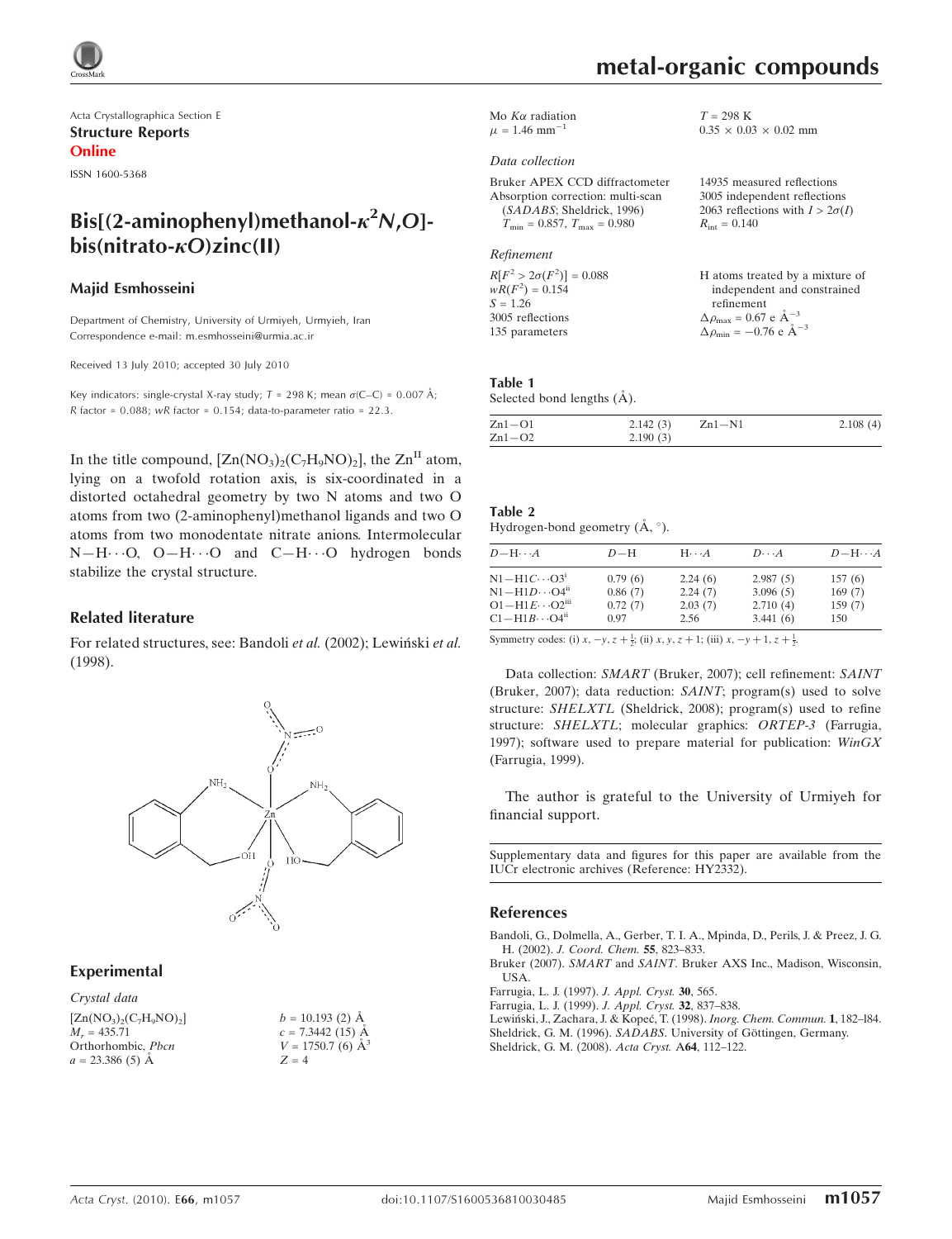Acta Crystallographica Section E

**Structure Reports Online**

ISSN 1600-5368

# Bis[(2-aminophenyl)methanol-$\kappa^2N,O$]bis(nitrato-$\kappa O$)zinc(II)

## Majid Esmhosseini

Department of Chemistry, University of Urmiyeh, Urmyieh, Iran
Correspondence e-mail: m.esmhosseini@urmia.ac.ir

Received 13 July 2010; accepted 30 July 2010

Key indicators: single-crystal X-ray study; $T$ = 298 K; mean $\sigma$(C–C) = 0.007 Å; $R$ factor = 0.088; $wR$ factor = 0.154; data-to-parameter ratio = 22.3.

In the title compound, $[Zn(NO_3)_2(C_7H_9NO)_2]$, the $Zn^{II}$ atom, lying on a twofold rotation axis, is six-coordinated in a distorted octahedral geometry by two N atoms and two O atoms from two (2-aminophenyl)methanol ligands and two O atoms from two monodentate nitrate anions. Intermolecular N—H···O, O—H···O and C—H···O hydrogen bonds stabilize the crystal structure.

## Related literature

For related structures, see: Bandoli *et al.* (2002); Lewiński *et al.* (1998).

## Experimental

### Crystal data

$[Zn(NO_3)_2(C_7H_9NO)_2]$
$M_r$ = 435.71
Orthorhombic, *Pbcn*
$a$ = 23.386 (5) Å
$b$ = 10.193 (2) Å
$c$ = 7.3442 (15) Å
$V$ = 1750.7 (6) Å$^3$
$Z$ = 4
Mo $K\alpha$ radiation
$\mu$ = 1.46 mm$^{-1}$
$T$ = 298 K
0.35 × 0.03 × 0.02 mm

### Data collection

Bruker APEX CCD diffractometer
Absorption correction: multi-scan (*SADABS*; Sheldrick, 1996)
$T_{min}$ = 0.857, $T_{max}$ = 0.980
14935 measured reflections
3005 independent reflections
2063 reflections with $I > 2\sigma(I)$
$R_{int}$ = 0.140

### Refinement

$R[F^2 > 2\sigma(F^2)]$ = 0.088
$wR(F^2)$ = 0.154
$S$ = 1.26
3005 reflections
135 parameters
H atoms treated by a mixture of independent and constrained refinement
$\Delta\rho_{max}$ = 0.67 e Å$^{-3}$
$\Delta\rho_{min}$ = −0.76 e Å$^{-3}$

**Table 1**
Selected bond lengths (Å).

| | | | |
|---|---|---|---|
| Zn1—O1 | 2.142 (3) | Zn1—N1 | 2.108 (4) |
| Zn1—O2 | 2.190 (3) | | |

**Table 2**
Hydrogen-bond geometry (Å, °).

| $D$—H···$A$ | $D$—H | H···$A$ | $D$···$A$ | $D$—H···$A$ |
|---|---|---|---|---|
| N1—H1$C$···O3$^{i}$ | 0.79 (6) | 2.24 (6) | 2.987 (5) | 157 (6) |
| N1—H1$D$···O4$^{ii}$ | 0.86 (7) | 2.24 (7) | 3.096 (5) | 169 (7) |
| O1—H1$E$···O2$^{iii}$ | 0.72 (7) | 2.03 (7) | 2.710 (4) | 159 (7) |
| C1—H1$B$···O4$^{ii}$ | 0.97 | 2.56 | 3.441 (6) | 150 |

Symmetry codes: (i) $x, -y, z+\frac{1}{2}$; (ii) $x, y, z+1$; (iii) $x, -y+1, z+\frac{1}{2}$.

Data collection: *SMART* (Bruker, 2007); cell refinement: *SAINT* (Bruker, 2007); data reduction: *SAINT*; program(s) used to solve structure: *SHELXTL* (Sheldrick, 2008); program(s) used to refine structure: *SHELXTL*; molecular graphics: *ORTEP-3* (Farrugia, 1997); software used to prepare material for publication: *WinGX* (Farrugia, 1999).

The author is grateful to the University of Urmiyeh for financial support.

Supplementary data and figures for this paper are available from the IUCr electronic archives (Reference: HY2332).

## References

Bandoli, G., Dolmella, A., Gerber, T. I. A., Mpinda, D., Perils, J. & Preez, J. G. H. (2002). *J. Coord. Chem.* **55**, 823–833.
Bruker (2007). *SMART* and *SAINT*. Bruker AXS Inc., Madison, Wisconsin, USA.
Farrugia, L. J. (1997). *J. Appl. Cryst.* **30**, 565.
Farrugia, L. J. (1999). *J. Appl. Cryst.* **32**, 837–838.
Lewiński, J., Zachara, J. & Kopeć, T. (1998). *Inorg. Chem. Commun.* **1**, 182–l84.
Sheldrick, G. M. (1996). *SADABS*. University of Göttingen, Germany.
Sheldrick, G. M. (2008). *Acta Cryst.* A**64**, 112–122.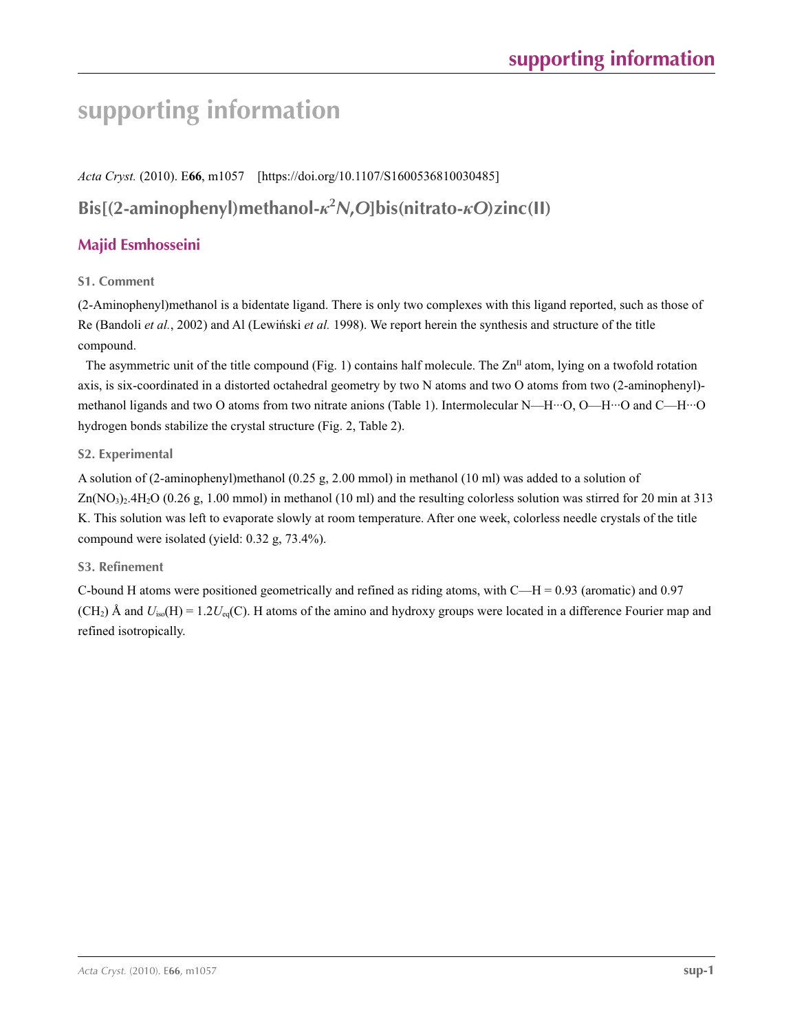# supporting information

*Acta Cryst.* (2010). E**66**, m1057 [https://doi.org/10.1107/S1600536810030485]

## Bis[(2-aminophenyl)methanol-$\kappa^2N,O$]bis(nitrato-$\kappa O$)zinc(II)

**Majid Esmhosseini**

### S1. Comment

(2-Aminophenyl)methanol is a bidentate ligand. There is only two complexes with this ligand reported, such as those of Re (Bandoli *et al.*, 2002) and Al (Lewiński *et al.* 1998). We report herein the synthesis and structure of the title compound.

The asymmetric unit of the title compound (Fig. 1) contains half molecule. The $Zn^{II}$ atom, lying on a twofold rotation axis, is six-coordinated in a distorted octahedral geometry by two N atoms and two O atoms from two (2-aminophenyl)-methanol ligands and two O atoms from two nitrate anions (Table 1). Intermolecular N—H···O, O—H···O and C—H···O hydrogen bonds stabilize the crystal structure (Fig. 2, Table 2).

### S2. Experimental

A solution of (2-aminophenyl)methanol (0.25 g, 2.00 mmol) in methanol (10 ml) was added to a solution of $Zn(NO_3)_2.4H_2O$ (0.26 g, 1.00 mmol) in methanol (10 ml) and the resulting colorless solution was stirred for 20 min at 313 K. This solution was left to evaporate slowly at room temperature. After one week, colorless needle crystals of the title compound were isolated (yield: 0.32 g, 73.4%).

### S3. Refinement

C-bound H atoms were positioned geometrically and refined as riding atoms, with C—H = 0.93 (aromatic) and 0.97 ($CH_2$) Å and $U_{iso}(H) = 1.2U_{eq}(C)$. H atoms of the amino and hydroxy groups were located in a difference Fourier map and refined isotropically.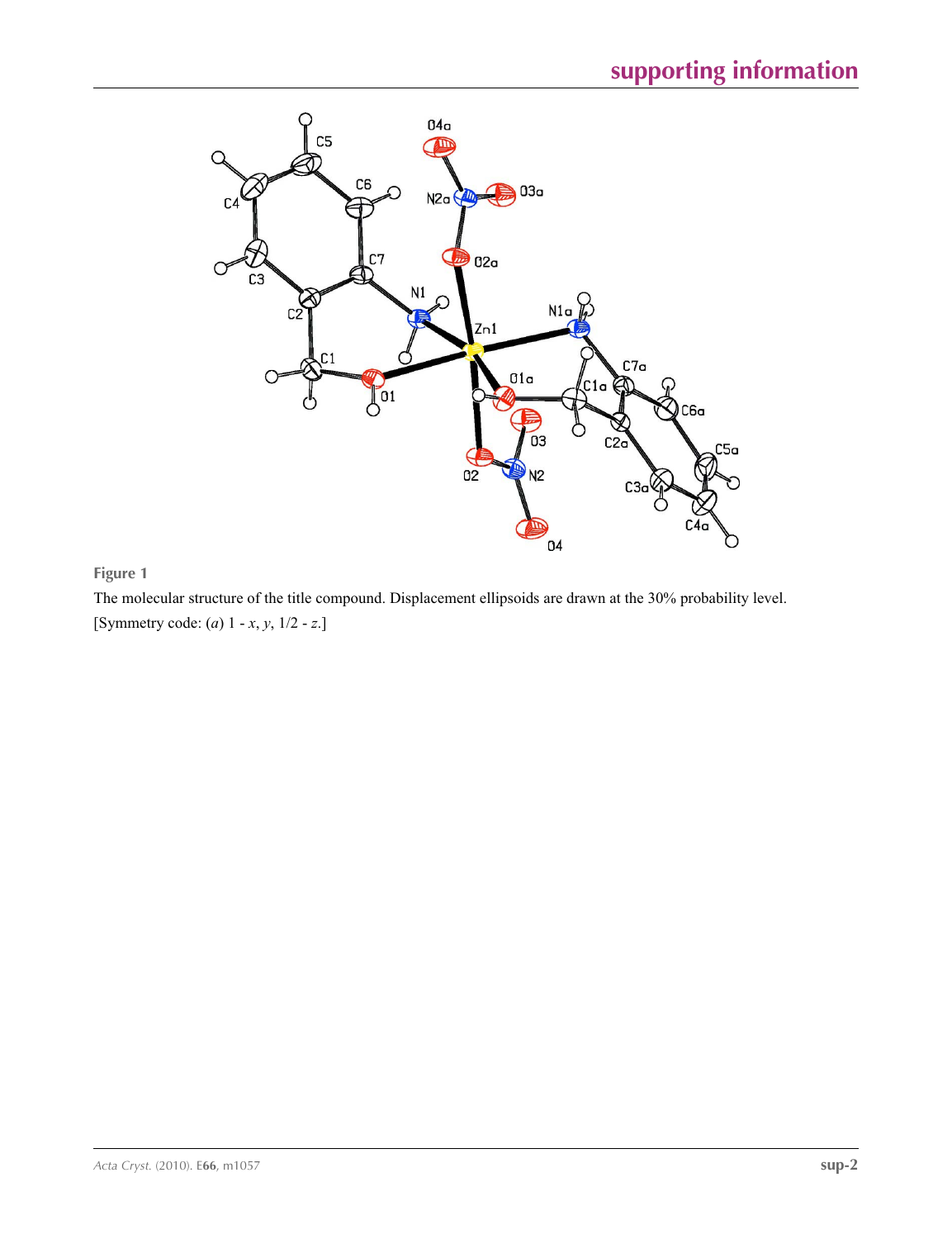**Figure 1**

The molecular structure of the title compound. Displacement ellipsoids are drawn at the 30% probability level. [Symmetry code: (*a*) 1 - *x*, *y*, 1/2 - *z*.]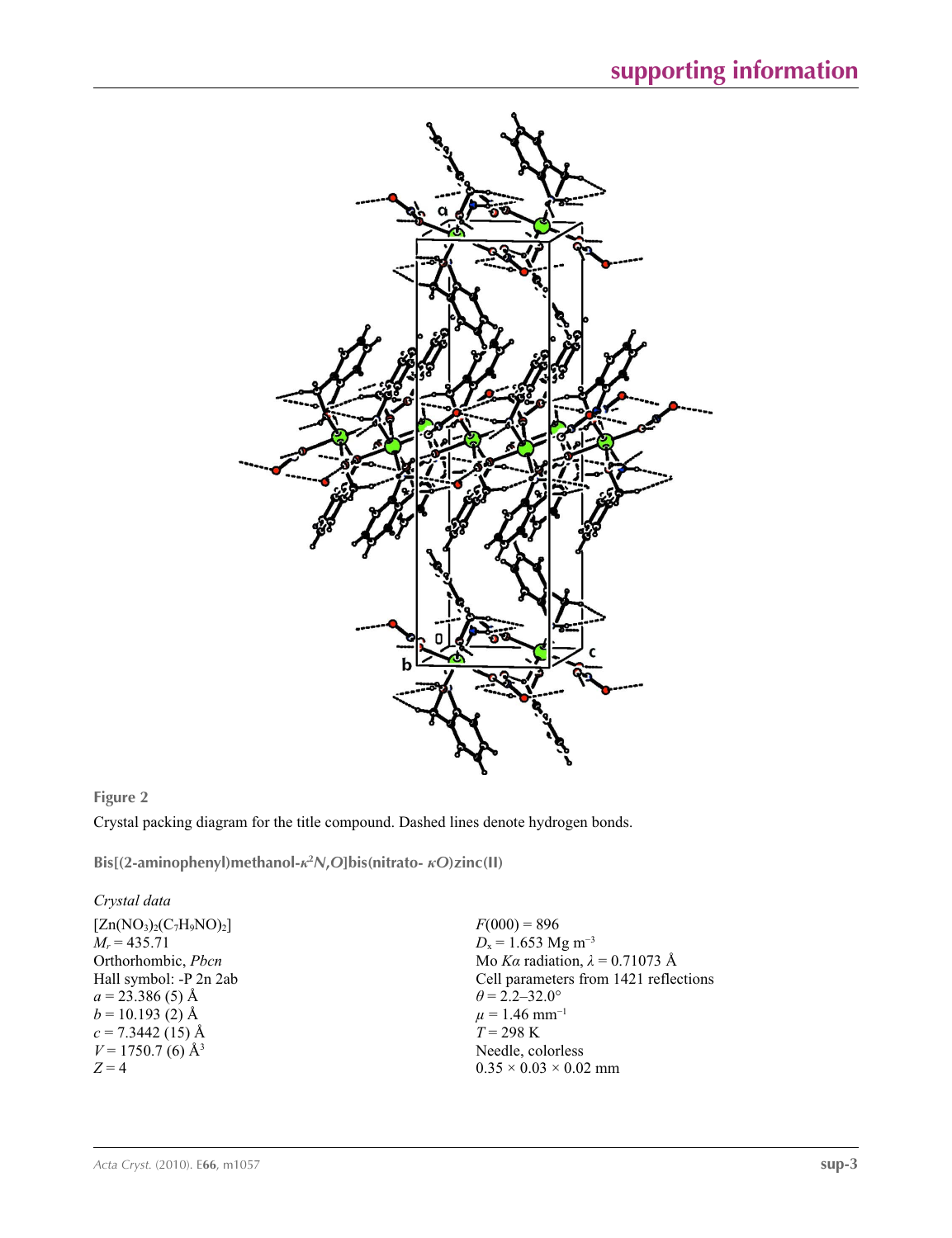**Figure 2**

Crystal packing diagram for the title compound. Dashed lines denote hydrogen bonds.

## Bis[(2-aminophenyl)methanol-$\kappa^2N,O$]bis(nitrato- $\kappa O$)zinc(II)

### *Crystal data*

$[Zn(NO_3)_2(C_7H_9NO)_2]$
$M_r = 435.71$
Orthorhombic, *Pbcn*
Hall symbol: -P 2n 2ab
$a = 23.386$ (5) Å
$b = 10.193$ (2) Å
$c = 7.3442$ (15) Å
$V = 1750.7$ (6) Å$^3$
$Z = 4$

$F(000) = 896$
$D_x = 1.653$ Mg m$^{-3}$
Mo $K\alpha$ radiation, $\lambda = 0.71073$ Å
Cell parameters from 1421 reflections
$\theta = 2.2$–$32.0°$
$\mu = 1.46$ mm$^{-1}$
$T = 298$ K
Needle, colorless
$0.35 \times 0.03 \times 0.02$ mm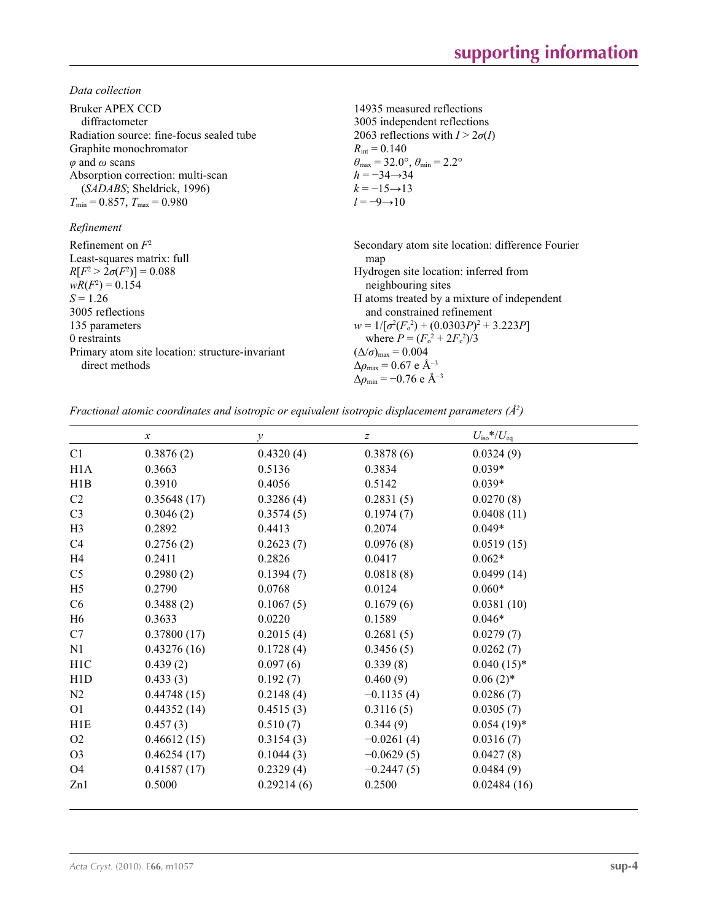*Data collection*

Bruker APEX CCD diffractometer
Radiation source: fine-focus sealed tube
Graphite monochromator
$\varphi$ and $\omega$ scans
Absorption correction: multi-scan (*SADABS*; Sheldrick, 1996)
$T_{min} = 0.857$, $T_{max} = 0.980$

14935 measured reflections
3005 independent reflections
2063 reflections with $I > 2\sigma(I)$
$R_{int} = 0.140$
$\theta_{max} = 32.0°$, $\theta_{min} = 2.2°$
$h = -34 \rightarrow 34$
$k = -15 \rightarrow 13$
$l = -9 \rightarrow 10$

*Refinement*

Refinement on $F^2$
Least-squares matrix: full
$R[F^2 > 2\sigma(F^2)] = 0.088$
$wR(F^2) = 0.154$
$S = 1.26$
3005 reflections
135 parameters
0 restraints
Primary atom site location: structure-invariant direct methods

Secondary atom site location: difference Fourier map
Hydrogen site location: inferred from neighbouring sites
H atoms treated by a mixture of independent and constrained refinement
$w = 1/[\sigma^2(F_o^2) + (0.0303P)^2 + 3.223P]$
where $P = (F_o^2 + 2F_c^2)/3$
$(\Delta/\sigma)_{max} = 0.004$
$\Delta\rho_{max} = 0.67$ e Å$^{-3}$
$\Delta\rho_{min} = -0.76$ e Å$^{-3}$

*Fractional atomic coordinates and isotropic or equivalent isotropic displacement parameters (Å$^2$)*

| | *x* | *y* | *z* | $U_{iso}$*/$U_{eq}$ |
|---|---|---|---|---|
| C1 | 0.3876 (2) | 0.4320 (4) | 0.3878 (6) | 0.0324 (9) |
| H1A | 0.3663 | 0.5136 | 0.3834 | 0.039* |
| H1B | 0.3910 | 0.4056 | 0.5142 | 0.039* |
| C2 | 0.35648 (17) | 0.3286 (4) | 0.2831 (5) | 0.0270 (8) |
| C3 | 0.3046 (2) | 0.3574 (5) | 0.1974 (7) | 0.0408 (11) |
| H3 | 0.2892 | 0.4413 | 0.2074 | 0.049* |
| C4 | 0.2756 (2) | 0.2623 (7) | 0.0976 (8) | 0.0519 (15) |
| H4 | 0.2411 | 0.2826 | 0.0417 | 0.062* |
| C5 | 0.2980 (2) | 0.1394 (7) | 0.0818 (8) | 0.0499 (14) |
| H5 | 0.2790 | 0.0768 | 0.0124 | 0.060* |
| C6 | 0.3488 (2) | 0.1067 (5) | 0.1679 (6) | 0.0381 (10) |
| H6 | 0.3633 | 0.0220 | 0.1589 | 0.046* |
| C7 | 0.37800 (17) | 0.2015 (4) | 0.2681 (5) | 0.0279 (7) |
| N1 | 0.43276 (16) | 0.1728 (4) | 0.3456 (5) | 0.0262 (7) |
| H1C | 0.439 (2) | 0.097 (6) | 0.339 (8) | 0.040 (15)* |
| H1D | 0.433 (3) | 0.192 (7) | 0.460 (9) | 0.06 (2)* |
| N2 | 0.44748 (15) | 0.2148 (4) | −0.1135 (4) | 0.0286 (7) |
| O1 | 0.44352 (14) | 0.4515 (3) | 0.3116 (5) | 0.0305 (7) |
| H1E | 0.457 (3) | 0.510 (7) | 0.344 (9) | 0.054 (19)* |
| O2 | 0.46612 (15) | 0.3154 (3) | −0.0261 (4) | 0.0316 (7) |
| O3 | 0.46254 (17) | 0.1044 (3) | −0.0629 (5) | 0.0427 (8) |
| O4 | 0.41587 (17) | 0.2329 (4) | −0.2447 (5) | 0.0484 (9) |
| Zn1 | 0.5000 | 0.29214 (6) | 0.2500 | 0.02484 (16) |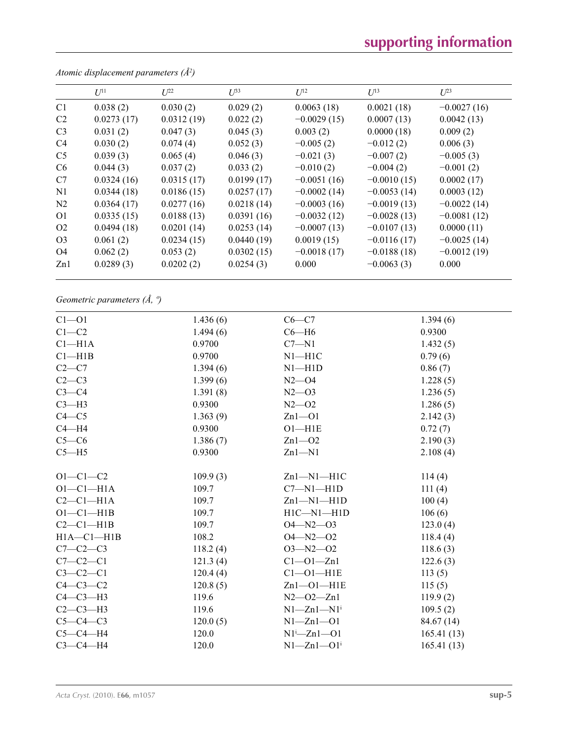*Atomic displacement parameters (Å²)*

| | $U^{11}$ | $U^{22}$ | $U^{33}$ | $U^{12}$ | $U^{13}$ | $U^{23}$ |
|---|---|---|---|---|---|---|
| C1 | 0.038 (2) | 0.030 (2) | 0.029 (2) | 0.0063 (18) | 0.0021 (18) | −0.0027 (16) |
| C2 | 0.0273 (17) | 0.0312 (19) | 0.022 (2) | −0.0029 (15) | 0.0007 (13) | 0.0042 (13) |
| C3 | 0.031 (2) | 0.047 (3) | 0.045 (3) | 0.003 (2) | 0.0000 (18) | 0.009 (2) |
| C4 | 0.030 (2) | 0.074 (4) | 0.052 (3) | −0.005 (2) | −0.012 (2) | 0.006 (3) |
| C5 | 0.039 (3) | 0.065 (4) | 0.046 (3) | −0.021 (3) | −0.007 (2) | −0.005 (3) |
| C6 | 0.044 (3) | 0.037 (2) | 0.033 (2) | −0.010 (2) | −0.004 (2) | −0.001 (2) |
| C7 | 0.0324 (16) | 0.0315 (17) | 0.0199 (17) | −0.0051 (16) | −0.0010 (15) | 0.0002 (17) |
| N1 | 0.0344 (18) | 0.0186 (15) | 0.0257 (17) | −0.0002 (14) | −0.0053 (14) | 0.0003 (12) |
| N2 | 0.0364 (17) | 0.0277 (16) | 0.0218 (14) | −0.0003 (16) | −0.0019 (13) | −0.0022 (14) |
| O1 | 0.0335 (15) | 0.0188 (13) | 0.0391 (16) | −0.0032 (12) | −0.0028 (13) | −0.0081 (12) |
| O2 | 0.0494 (18) | 0.0201 (14) | 0.0253 (14) | −0.0007 (13) | −0.0107 (13) | 0.0000 (11) |
| O3 | 0.061 (2) | 0.0234 (15) | 0.0440 (19) | 0.0019 (15) | −0.0116 (17) | −0.0025 (14) |
| O4 | 0.062 (2) | 0.053 (2) | 0.0302 (15) | −0.0018 (17) | −0.0188 (18) | −0.0012 (19) |
| Zn1 | 0.0289 (3) | 0.0202 (2) | 0.0254 (3) | 0.000 | −0.0063 (3) | 0.000 |

*Geometric parameters (Å, º)*

| | | | |
|---|---|---|---|
| C1—O1 | 1.436 (6) | C6—C7 | 1.394 (6) |
| C1—C2 | 1.494 (6) | C6—H6 | 0.9300 |
| C1—H1A | 0.9700 | C7—N1 | 1.432 (5) |
| C1—H1B | 0.9700 | N1—H1C | 0.79 (6) |
| C2—C7 | 1.394 (6) | N1—H1D | 0.86 (7) |
| C2—C3 | 1.399 (6) | N2—O4 | 1.228 (5) |
| C3—C4 | 1.391 (8) | N2—O3 | 1.236 (5) |
| C3—H3 | 0.9300 | N2—O2 | 1.286 (5) |
| C4—C5 | 1.363 (9) | Zn1—O1 | 2.142 (3) |
| C4—H4 | 0.9300 | O1—H1E | 0.72 (7) |
| C5—C6 | 1.386 (7) | Zn1—O2 | 2.190 (3) |
| C5—H5 | 0.9300 | Zn1—N1 | 2.108 (4) |
| | | | |
| O1—C1—C2 | 109.9 (3) | Zn1—N1—H1C | 114 (4) |
| O1—C1—H1A | 109.7 | C7—N1—H1D | 111 (4) |
| C2—C1—H1A | 109.7 | Zn1—N1—H1D | 100 (4) |
| O1—C1—H1B | 109.7 | H1C—N1—H1D | 106 (6) |
| C2—C1—H1B | 109.7 | O4—N2—O3 | 123.0 (4) |
| H1A—C1—H1B | 108.2 | O4—N2—O2 | 118.4 (4) |
| C7—C2—C3 | 118.2 (4) | O3—N2—O2 | 118.6 (3) |
| C7—C2—C1 | 121.3 (4) | C1—O1—Zn1 | 122.6 (3) |
| C3—C2—C1 | 120.4 (4) | C1—O1—H1E | 113 (5) |
| C4—C3—C2 | 120.8 (5) | Zn1—O1—H1E | 115 (5) |
| C4—C3—H3 | 119.6 | N2—O2—Zn1 | 119.9 (2) |
| C2—C3—H3 | 119.6 | N1—Zn1—N1$^{i}$ | 109.5 (2) |
| C5—C4—C3 | 120.0 (5) | N1—Zn1—O1 | 84.67 (14) |
| C5—C4—H4 | 120.0 | N1$^{i}$—Zn1—O1 | 165.41 (13) |
| C3—C4—H4 | 120.0 | N1—Zn1—O1$^{i}$ | 165.41 (13) |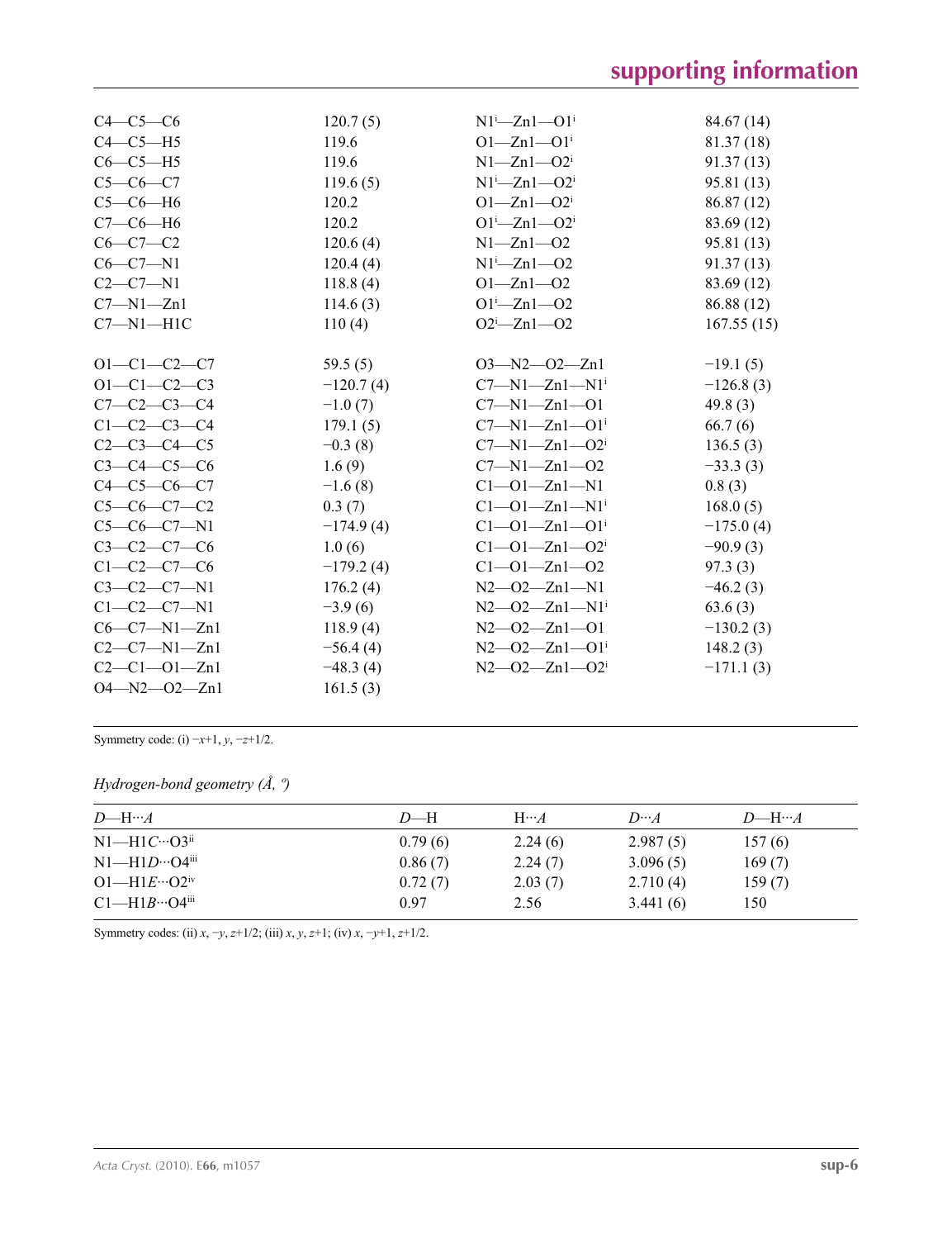| | | | |
|---|---|---|---|
| C4—C5—C6 | 120.7 (5) | N1$^{i}$—Zn1—O1$^{i}$ | 84.67 (14) |
| C4—C5—H5 | 119.6 | O1—Zn1—O1$^{i}$ | 81.37 (18) |
| C6—C5—H5 | 119.6 | N1—Zn1—O2$^{i}$ | 91.37 (13) |
| C5—C6—C7 | 119.6 (5) | N1$^{i}$—Zn1—O2$^{i}$ | 95.81 (13) |
| C5—C6—H6 | 120.2 | O1—Zn1—O2$^{i}$ | 86.87 (12) |
| C7—C6—H6 | 120.2 | O1$^{i}$—Zn1—O2$^{i}$ | 83.69 (12) |
| C6—C7—C2 | 120.6 (4) | N1—Zn1—O2 | 95.81 (13) |
| C6—C7—N1 | 120.4 (4) | N1$^{i}$—Zn1—O2 | 91.37 (13) |
| C2—C7—N1 | 118.8 (4) | O1—Zn1—O2 | 83.69 (12) |
| C7—N1—Zn1 | 114.6 (3) | O1$^{i}$—Zn1—O2 | 86.88 (12) |
| C7—N1—H1C | 110 (4) | O2$^{i}$—Zn1—O2 | 167.55 (15) |
| | | | |
| O1—C1—C2—C7 | 59.5 (5) | O3—N2—O2—Zn1 | −19.1 (5) |
| O1—C1—C2—C3 | −120.7 (4) | C7—N1—Zn1—N1$^{i}$ | −126.8 (3) |
| C7—C2—C3—C4 | −1.0 (7) | C7—N1—Zn1—O1 | 49.8 (3) |
| C1—C2—C3—C4 | 179.1 (5) | C7—N1—Zn1—O1$^{i}$ | 66.7 (6) |
| C2—C3—C4—C5 | −0.3 (8) | C7—N1—Zn1—O2$^{i}$ | 136.5 (3) |
| C3—C4—C5—C6 | 1.6 (9) | C7—N1—Zn1—O2 | −33.3 (3) |
| C4—C5—C6—C7 | −1.6 (8) | C1—O1—Zn1—N1 | 0.8 (3) |
| C5—C6—C7—C2 | 0.3 (7) | C1—O1—Zn1—N1$^{i}$ | 168.0 (5) |
| C5—C6—C7—N1 | −174.9 (4) | C1—O1—Zn1—O1$^{i}$ | −175.0 (4) |
| C3—C2—C7—C6 | 1.0 (6) | C1—O1—Zn1—O2$^{i}$ | −90.9 (3) |
| C1—C2—C7—C6 | −179.2 (4) | C1—O1—Zn1—O2 | 97.3 (3) |
| C3—C2—C7—N1 | 176.2 (4) | N2—O2—Zn1—N1 | −46.2 (3) |
| C1—C2—C7—N1 | −3.9 (6) | N2—O2—Zn1—N1$^{i}$ | 63.6 (3) |
| C6—C7—N1—Zn1 | 118.9 (4) | N2—O2—Zn1—O1 | −130.2 (3) |
| C2—C7—N1—Zn1 | −56.4 (4) | N2—O2—Zn1—O1$^{i}$ | 148.2 (3) |
| C2—C1—O1—Zn1 | −48.3 (4) | N2—O2—Zn1—O2$^{i}$ | −171.1 (3) |
| O4—N2—O2—Zn1 | 161.5 (3) | | |

Symmetry code: (i) −$x$+1, $y$, −$z$+1/2.

*Hydrogen-bond geometry (Å, º)*

| $D$—H···$A$ | $D$—H | H···$A$ | $D$···$A$ | $D$—H···$A$ |
|---|---|---|---|---|
| N1—H1$C$···O3$^{ii}$ | 0.79 (6) | 2.24 (6) | 2.987 (5) | 157 (6) |
| N1—H1$D$···O4$^{iii}$ | 0.86 (7) | 2.24 (7) | 3.096 (5) | 169 (7) |
| O1—H1$E$···O2$^{iv}$ | 0.72 (7) | 2.03 (7) | 2.710 (4) | 159 (7) |
| C1—H1$B$···O4$^{iii}$ | 0.97 | 2.56 | 3.441 (6) | 150 |

Symmetry codes: (ii) $x$, −$y$, $z$+1/2; (iii) $x$, $y$, $z$+1; (iv) $x$, −$y$+1, $z$+1/2.